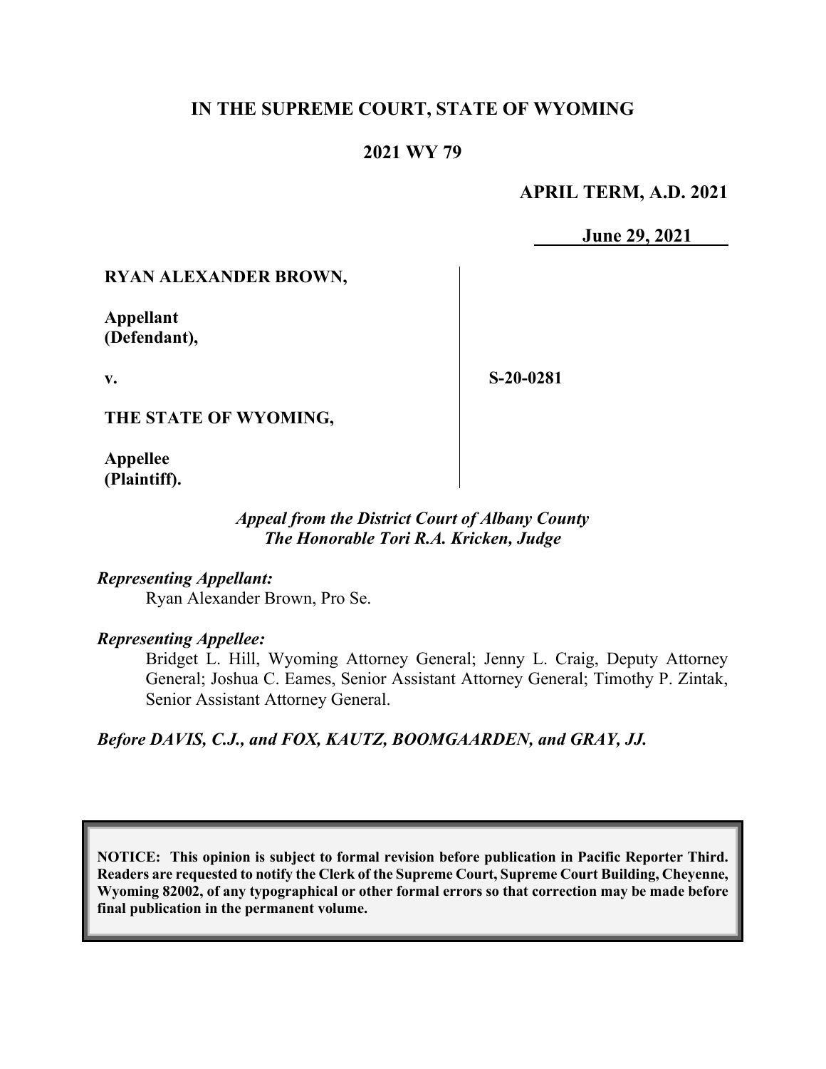# IN THE SUPREME COURT, STATE OF WYOMING

## 2021 WY 79

**APRIL TERM, A.D. 2021**

**June 29, 2021**

**RYAN ALEXANDER BROWN,**

**Appellant (Defendant),**

**v.**

**S-20-0281**

**THE STATE OF WYOMING,**

**Appellee (Plaintiff).**

*Appeal from the District Court of Albany County*
*The Honorable Tori R.A. Kricken, Judge*

*Representing Appellant:*

Ryan Alexander Brown, Pro Se.

*Representing Appellee:*

Bridget L. Hill, Wyoming Attorney General; Jenny L. Craig, Deputy Attorney General; Joshua C. Eames, Senior Assistant Attorney General; Timothy P. Zintak, Senior Assistant Attorney General.

*Before DAVIS, C.J., and FOX, KAUTZ, BOOMGAARDEN, and GRAY, JJ.*

**NOTICE: This opinion is subject to formal revision before publication in Pacific Reporter Third. Readers are requested to notify the Clerk of the Supreme Court, Supreme Court Building, Cheyenne, Wyoming 82002, of any typographical or other formal errors so that correction may be made before final publication in the permanent volume.**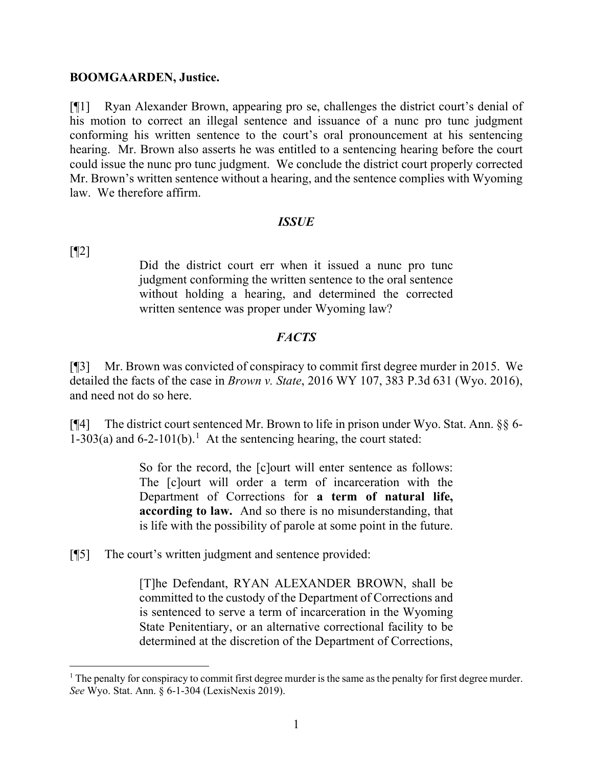**BOOMGAARDEN, Justice.**

[¶1] Ryan Alexander Brown, appearing pro se, challenges the district court's denial of his motion to correct an illegal sentence and issuance of a nunc pro tunc judgment conforming his written sentence to the court's oral pronouncement at his sentencing hearing. Mr. Brown also asserts he was entitled to a sentencing hearing before the court could issue the nunc pro tunc judgment. We conclude the district court properly corrected Mr. Brown's written sentence without a hearing, and the sentence complies with Wyoming law. We therefore affirm.

## *ISSUE*

[¶2]

> Did the district court err when it issued a nunc pro tunc judgment conforming the written sentence to the oral sentence without holding a hearing, and determined the corrected written sentence was proper under Wyoming law?

## *FACTS*

[¶3] Mr. Brown was convicted of conspiracy to commit first degree murder in 2015. We detailed the facts of the case in *Brown v. State*, 2016 WY 107, 383 P.3d 631 (Wyo. 2016), and need not do so here.

[¶4] The district court sentenced Mr. Brown to life in prison under Wyo. Stat. Ann. §§ 6-1-303(a) and 6-2-101(b).[1] At the sentencing hearing, the court stated:

> So for the record, the [c]ourt will enter sentence as follows: The [c]ourt will order a term of incarceration with the Department of Corrections for **a term of natural life, according to law.** And so there is no misunderstanding, that is life with the possibility of parole at some point in the future.

[¶5] The court's written judgment and sentence provided:

> [T]he Defendant, RYAN ALEXANDER BROWN, shall be committed to the custody of the Department of Corrections and is sentenced to serve a term of incarceration in the Wyoming State Penitentiary, or an alternative correctional facility to be determined at the discretion of the Department of Corrections,

---

[1] The penalty for conspiracy to commit first degree murder is the same as the penalty for first degree murder. *See* Wyo. Stat. Ann. § 6-1-304 (LexisNexis 2019).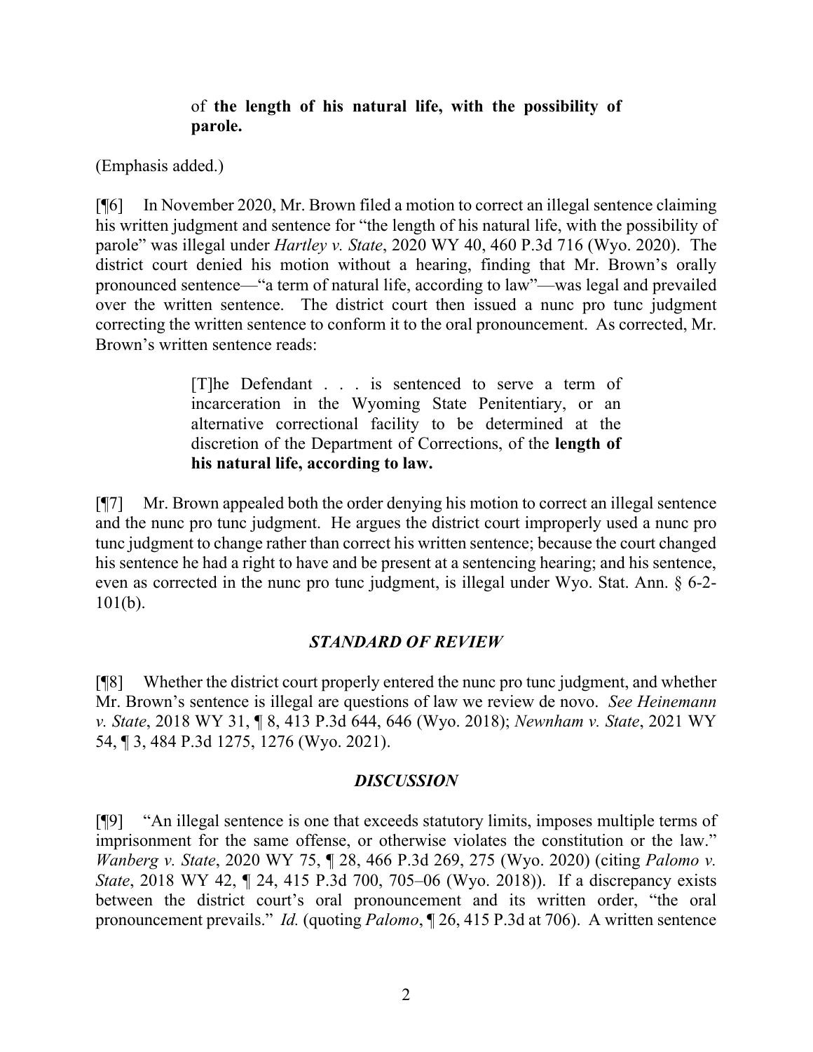> of **the length of his natural life, with the possibility of parole.**

(Emphasis added.)

[¶6] In November 2020, Mr. Brown filed a motion to correct an illegal sentence claiming his written judgment and sentence for "the length of his natural life, with the possibility of parole" was illegal under *Hartley v. State*, 2020 WY 40, 460 P.3d 716 (Wyo. 2020). The district court denied his motion without a hearing, finding that Mr. Brown's orally pronounced sentence—"a term of natural life, according to law"—was legal and prevailed over the written sentence. The district court then issued a nunc pro tunc judgment correcting the written sentence to conform it to the oral pronouncement. As corrected, Mr. Brown's written sentence reads:

> [T]he Defendant . . . is sentenced to serve a term of incarceration in the Wyoming State Penitentiary, or an alternative correctional facility to be determined at the discretion of the Department of Corrections, of the **length of his natural life, according to law.**

[¶7] Mr. Brown appealed both the order denying his motion to correct an illegal sentence and the nunc pro tunc judgment. He argues the district court improperly used a nunc pro tunc judgment to change rather than correct his written sentence; because the court changed his sentence he had a right to have and be present at a sentencing hearing; and his sentence, even as corrected in the nunc pro tunc judgment, is illegal under Wyo. Stat. Ann. § 6-2-101(b).

## *STANDARD OF REVIEW*

[¶8] Whether the district court properly entered the nunc pro tunc judgment, and whether Mr. Brown's sentence is illegal are questions of law we review de novo. *See Heinemann v. State*, 2018 WY 31, ¶ 8, 413 P.3d 644, 646 (Wyo. 2018); *Newnham v. State*, 2021 WY 54, ¶ 3, 484 P.3d 1275, 1276 (Wyo. 2021).

## *DISCUSSION*

[¶9] "An illegal sentence is one that exceeds statutory limits, imposes multiple terms of imprisonment for the same offense, or otherwise violates the constitution or the law." *Wanberg v. State*, 2020 WY 75, ¶ 28, 466 P.3d 269, 275 (Wyo. 2020) (citing *Palomo v. State*, 2018 WY 42, ¶ 24, 415 P.3d 700, 705–06 (Wyo. 2018)). If a discrepancy exists between the district court's oral pronouncement and its written order, "the oral pronouncement prevails." *Id.* (quoting *Palomo*, ¶ 26, 415 P.3d at 706). A written sentence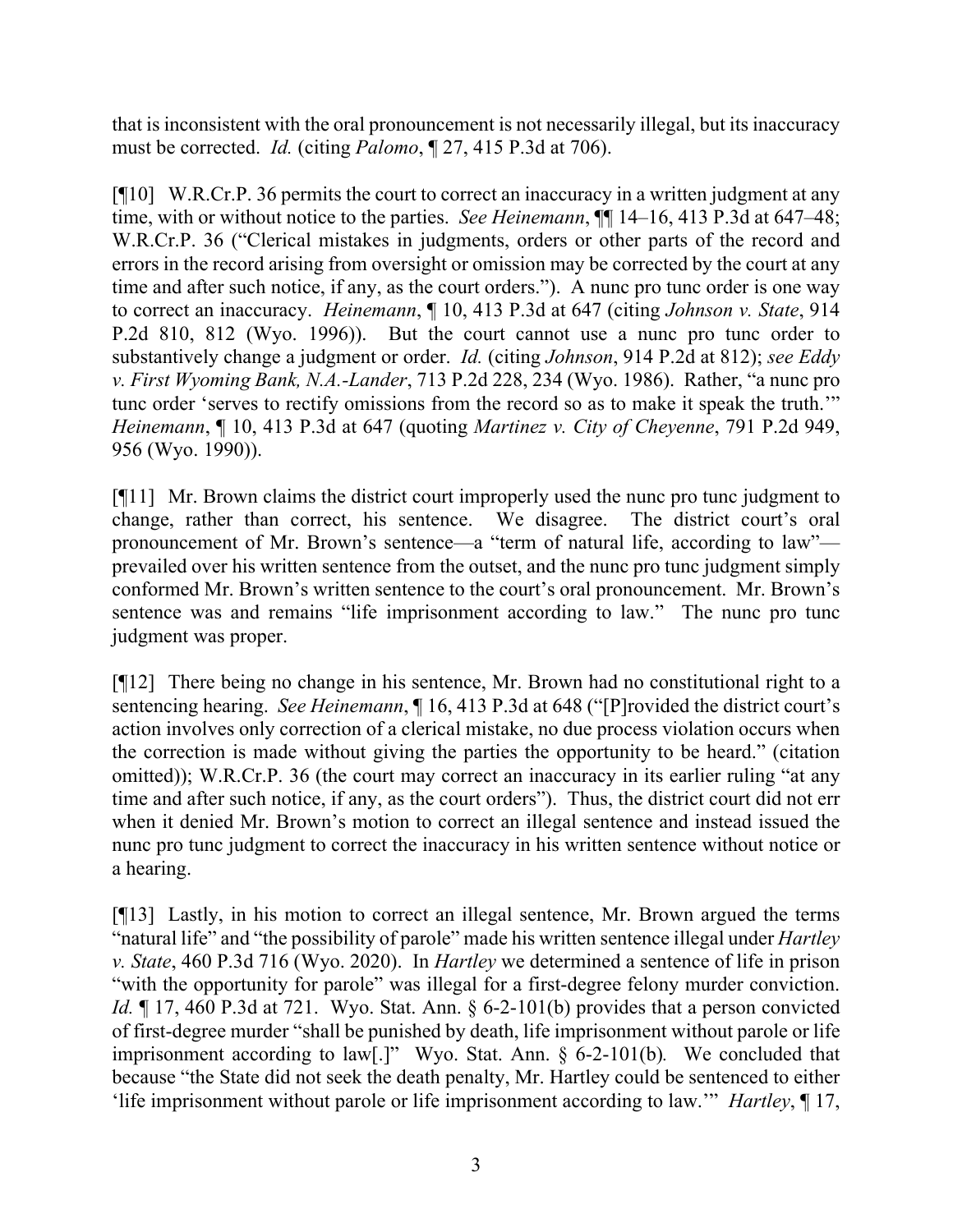that is inconsistent with the oral pronouncement is not necessarily illegal, but its inaccuracy must be corrected. *Id.* (citing *Palomo*, ¶ 27, 415 P.3d at 706).

[¶10] W.R.Cr.P. 36 permits the court to correct an inaccuracy in a written judgment at any time, with or without notice to the parties. *See Heinemann*, ¶¶ 14–16, 413 P.3d at 647–48; W.R.Cr.P. 36 ("Clerical mistakes in judgments, orders or other parts of the record and errors in the record arising from oversight or omission may be corrected by the court at any time and after such notice, if any, as the court orders."). A nunc pro tunc order is one way to correct an inaccuracy. *Heinemann*, ¶ 10, 413 P.3d at 647 (citing *Johnson v. State*, 914 P.2d 810, 812 (Wyo. 1996)). But the court cannot use a nunc pro tunc order to substantively change a judgment or order. *Id.* (citing *Johnson*, 914 P.2d at 812); *see Eddy v. First Wyoming Bank, N.A.-Lander*, 713 P.2d 228, 234 (Wyo. 1986). Rather, "a nunc pro tunc order 'serves to rectify omissions from the record so as to make it speak the truth.'" *Heinemann*, ¶ 10, 413 P.3d at 647 (quoting *Martinez v. City of Cheyenne*, 791 P.2d 949, 956 (Wyo. 1990)).

[¶11] Mr. Brown claims the district court improperly used the nunc pro tunc judgment to change, rather than correct, his sentence. We disagree. The district court's oral pronouncement of Mr. Brown's sentence—a "term of natural life, according to law"—prevailed over his written sentence from the outset, and the nunc pro tunc judgment simply conformed Mr. Brown's written sentence to the court's oral pronouncement. Mr. Brown's sentence was and remains "life imprisonment according to law." The nunc pro tunc judgment was proper.

[¶12] There being no change in his sentence, Mr. Brown had no constitutional right to a sentencing hearing. *See Heinemann*, ¶ 16, 413 P.3d at 648 ("[P]rovided the district court's action involves only correction of a clerical mistake, no due process violation occurs when the correction is made without giving the parties the opportunity to be heard." (citation omitted)); W.R.Cr.P. 36 (the court may correct an inaccuracy in its earlier ruling "at any time and after such notice, if any, as the court orders"). Thus, the district court did not err when it denied Mr. Brown's motion to correct an illegal sentence and instead issued the nunc pro tunc judgment to correct the inaccuracy in his written sentence without notice or a hearing.

[¶13] Lastly, in his motion to correct an illegal sentence, Mr. Brown argued the terms "natural life" and "the possibility of parole" made his written sentence illegal under *Hartley v. State*, 460 P.3d 716 (Wyo. 2020). In *Hartley* we determined a sentence of life in prison "with the opportunity for parole" was illegal for a first-degree felony murder conviction. *Id.* ¶ 17, 460 P.3d at 721. Wyo. Stat. Ann. § 6-2-101(b) provides that a person convicted of first-degree murder "shall be punished by death, life imprisonment without parole or life imprisonment according to law[.]" Wyo. Stat. Ann. § 6-2-101(b)*.* We concluded that because "the State did not seek the death penalty, Mr. Hartley could be sentenced to either 'life imprisonment without parole or life imprisonment according to law.'" *Hartley*, ¶ 17,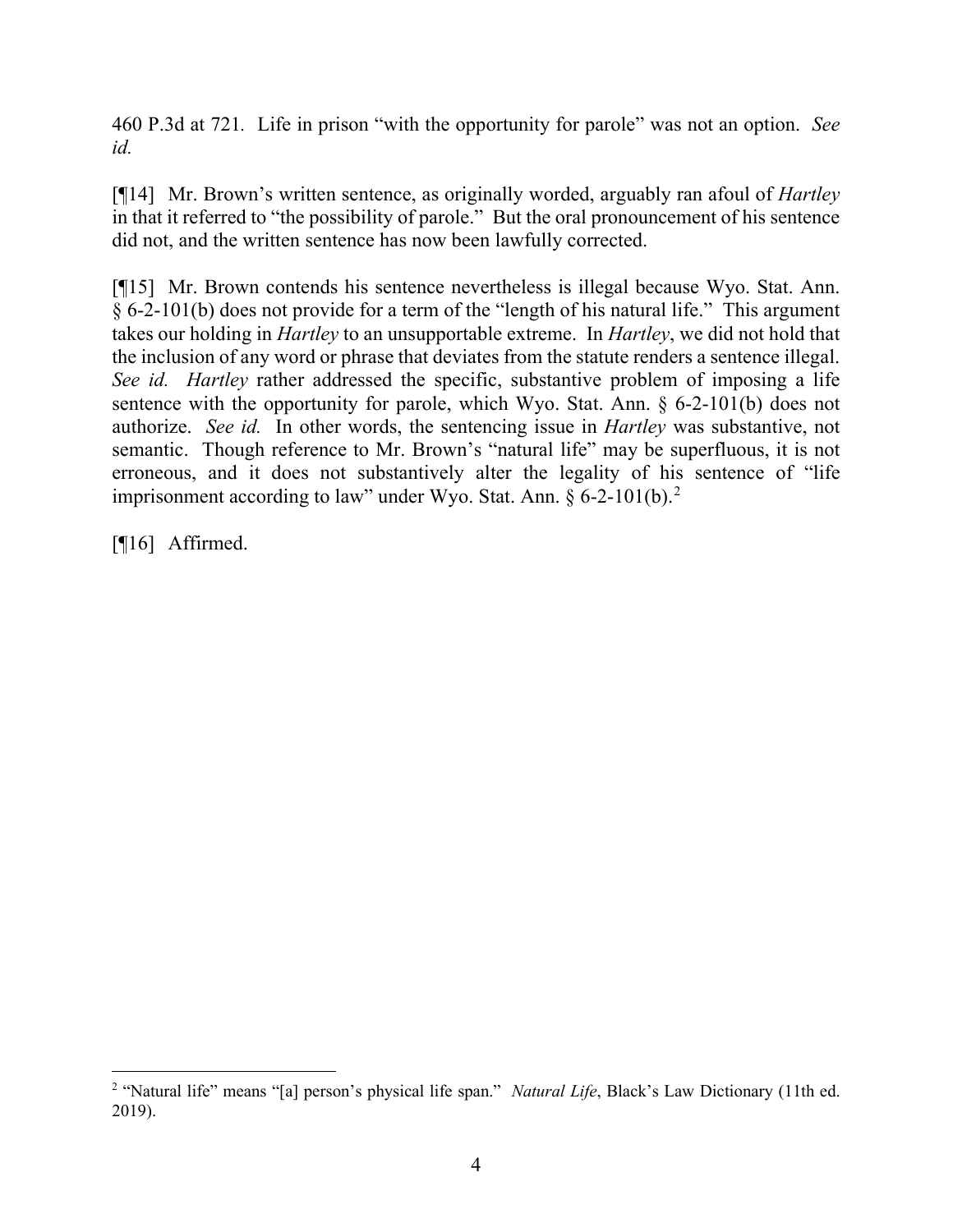460 P.3d at 721. Life in prison "with the opportunity for parole" was not an option. *See id.*

[¶14] Mr. Brown's written sentence, as originally worded, arguably ran afoul of *Hartley* in that it referred to "the possibility of parole." But the oral pronouncement of his sentence did not, and the written sentence has now been lawfully corrected.

[¶15] Mr. Brown contends his sentence nevertheless is illegal because Wyo. Stat. Ann. § 6-2-101(b) does not provide for a term of the "length of his natural life." This argument takes our holding in *Hartley* to an unsupportable extreme. In *Hartley*, we did not hold that the inclusion of any word or phrase that deviates from the statute renders a sentence illegal. *See id.* *Hartley* rather addressed the specific, substantive problem of imposing a life sentence with the opportunity for parole, which Wyo. Stat. Ann. § 6-2-101(b) does not authorize. *See id.* In other words, the sentencing issue in *Hartley* was substantive, not semantic. Though reference to Mr. Brown's "natural life" may be superfluous, it is not erroneous, and it does not substantively alter the legality of his sentence of "life imprisonment according to law" under Wyo. Stat. Ann. § 6-2-101(b).[2]

[¶16] Affirmed.

---

[2] "Natural life" means "[a] person's physical life span." *Natural Life*, Black's Law Dictionary (11th ed. 2019).